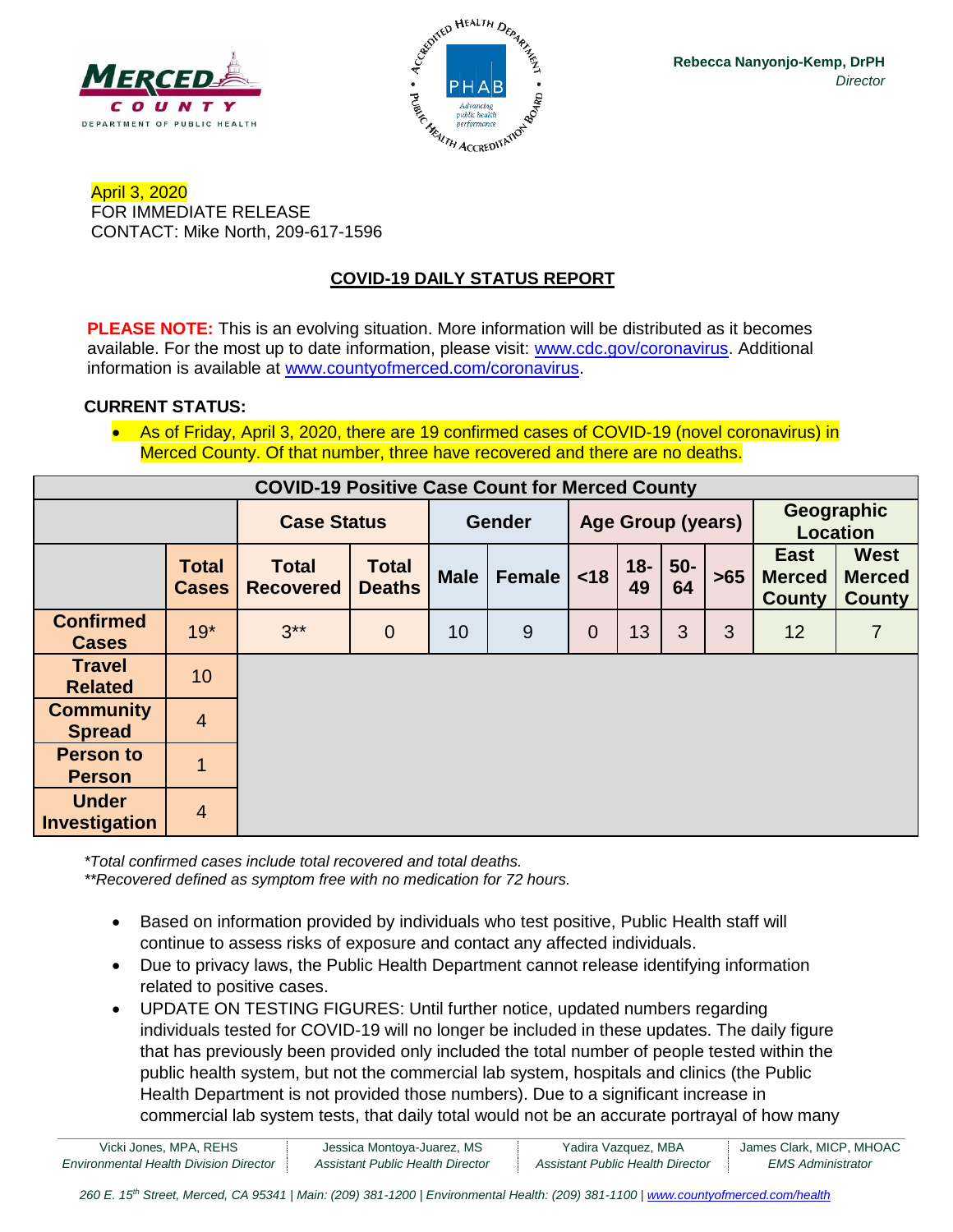Rebecca Nanyonjo-Kemp, DrPH
*Director*

April 3, 2020
FOR IMMEDIATE RELEASE
CONTACT: Mike North, 209-617-1596

## COVID-19 DAILY STATUS REPORT

**PLEASE NOTE:** This is an evolving situation. More information will be distributed as it becomes available. For the most up to date information, please visit: www.cdc.gov/coronavirus. Additional information is available at www.countyofmerced.com/coronavirus.

**CURRENT STATUS:**

- As of Friday, April 3, 2020, there are 19 confirmed cases of COVID-19 (novel coronavirus) in Merced County. Of that number, three have recovered and there are no deaths.

| COVID-19 Positive Case Count for Merced County | | | | | | | | | | | |
|---|---|---|---|---|---|---|---|---|---|---|---|
| | | Case Status | | Gender | | Age Group (years) | | | | Geographic Location | |
| | Total Cases | Total Recovered | Total Deaths | Male | Female | <18 | 18-49 | 50-64 | >65 | East Merced County | West Merced County |
| **Confirmed Cases** | 19* | 3** | 0 | 10 | 9 | 0 | 13 | 3 | 3 | 12 | 7 |
| **Travel Related** | 10 | | | | | | | | | | |
| **Community Spread** | 4 | | | | | | | | | | |
| **Person to Person** | 1 | | | | | | | | | | |
| **Under Investigation** | 4 | | | | | | | | | | |

*Total confirmed cases include total recovered and total deaths.*
*\*\*Recovered defined as symptom free with no medication for 72 hours.*

- Based on information provided by individuals who test positive, Public Health staff will continue to assess risks of exposure and contact any affected individuals.
- Due to privacy laws, the Public Health Department cannot release identifying information related to positive cases.
- UPDATE ON TESTING FIGURES: Until further notice, updated numbers regarding individuals tested for COVID-19 will no longer be included in these updates. The daily figure that has previously been provided only included the total number of people tested within the public health system, but not the commercial lab system, hospitals and clinics (the Public Health Department is not provided those numbers). Due to a significant increase in commercial lab system tests, that daily total would not be an accurate portrayal of how many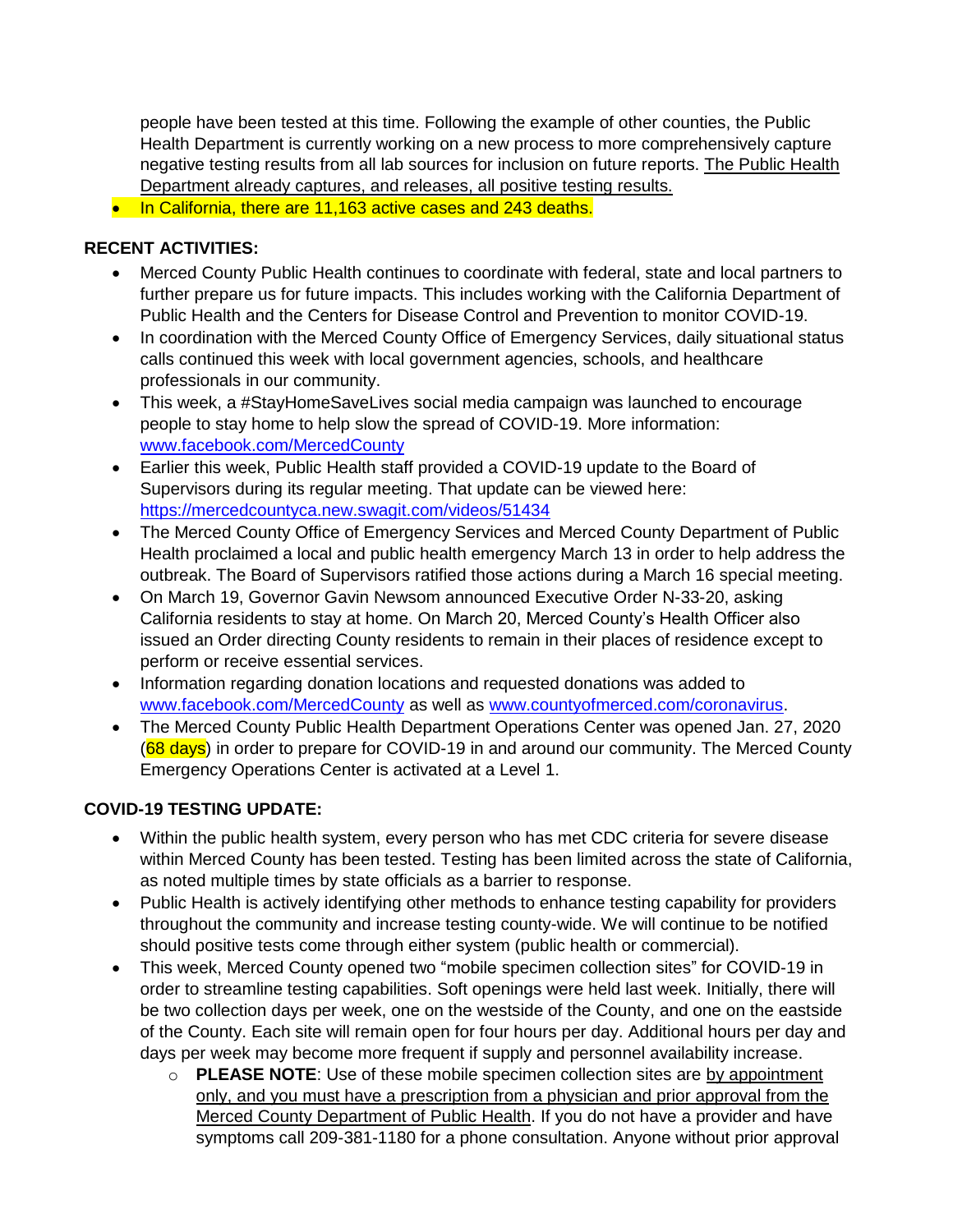people have been tested at this time. Following the example of other counties, the Public Health Department is currently working on a new process to more comprehensively capture negative testing results from all lab sources for inclusion on future reports. The Public Health Department already captures, and releases, all positive testing results.

- In California, there are 11,163 active cases and 243 deaths.

**RECENT ACTIVITIES:**

- Merced County Public Health continues to coordinate with federal, state and local partners to further prepare us for future impacts. This includes working with the California Department of Public Health and the Centers for Disease Control and Prevention to monitor COVID-19.
- In coordination with the Merced County Office of Emergency Services, daily situational status calls continued this week with local government agencies, schools, and healthcare professionals in our community.
- This week, a #StayHomeSaveLives social media campaign was launched to encourage people to stay home to help slow the spread of COVID-19. More information: www.facebook.com/MercedCounty
- Earlier this week, Public Health staff provided a COVID-19 update to the Board of Supervisors during its regular meeting. That update can be viewed here: https://mercedcountyca.new.swagit.com/videos/51434
- The Merced County Office of Emergency Services and Merced County Department of Public Health proclaimed a local and public health emergency March 13 in order to help address the outbreak. The Board of Supervisors ratified those actions during a March 16 special meeting.
- On March 19, Governor Gavin Newsom announced Executive Order N-33-20, asking California residents to stay at home. On March 20, Merced County's Health Officer also issued an Order directing County residents to remain in their places of residence except to perform or receive essential services.
- Information regarding donation locations and requested donations was added to www.facebook.com/MercedCounty as well as www.countyofmerced.com/coronavirus.
- The Merced County Public Health Department Operations Center was opened Jan. 27, 2020 (68 days) in order to prepare for COVID-19 in and around our community. The Merced County Emergency Operations Center is activated at a Level 1.

**COVID-19 TESTING UPDATE:**

- Within the public health system, every person who has met CDC criteria for severe disease within Merced County has been tested. Testing has been limited across the state of California, as noted multiple times by state officials as a barrier to response.
- Public Health is actively identifying other methods to enhance testing capability for providers throughout the community and increase testing county-wide. We will continue to be notified should positive tests come through either system (public health or commercial).
- This week, Merced County opened two "mobile specimen collection sites" for COVID-19 in order to streamline testing capabilities. Soft openings were held last week. Initially, there will be two collection days per week, one on the westside of the County, and one on the eastside of the County. Each site will remain open for four hours per day. Additional hours per day and days per week may become more frequent if supply and personnel availability increase.
  - **PLEASE NOTE**: Use of these mobile specimen collection sites are by appointment only, and you must have a prescription from a physician and prior approval from the Merced County Department of Public Health. If you do not have a provider and have symptoms call 209-381-1180 for a phone consultation. Anyone without prior approval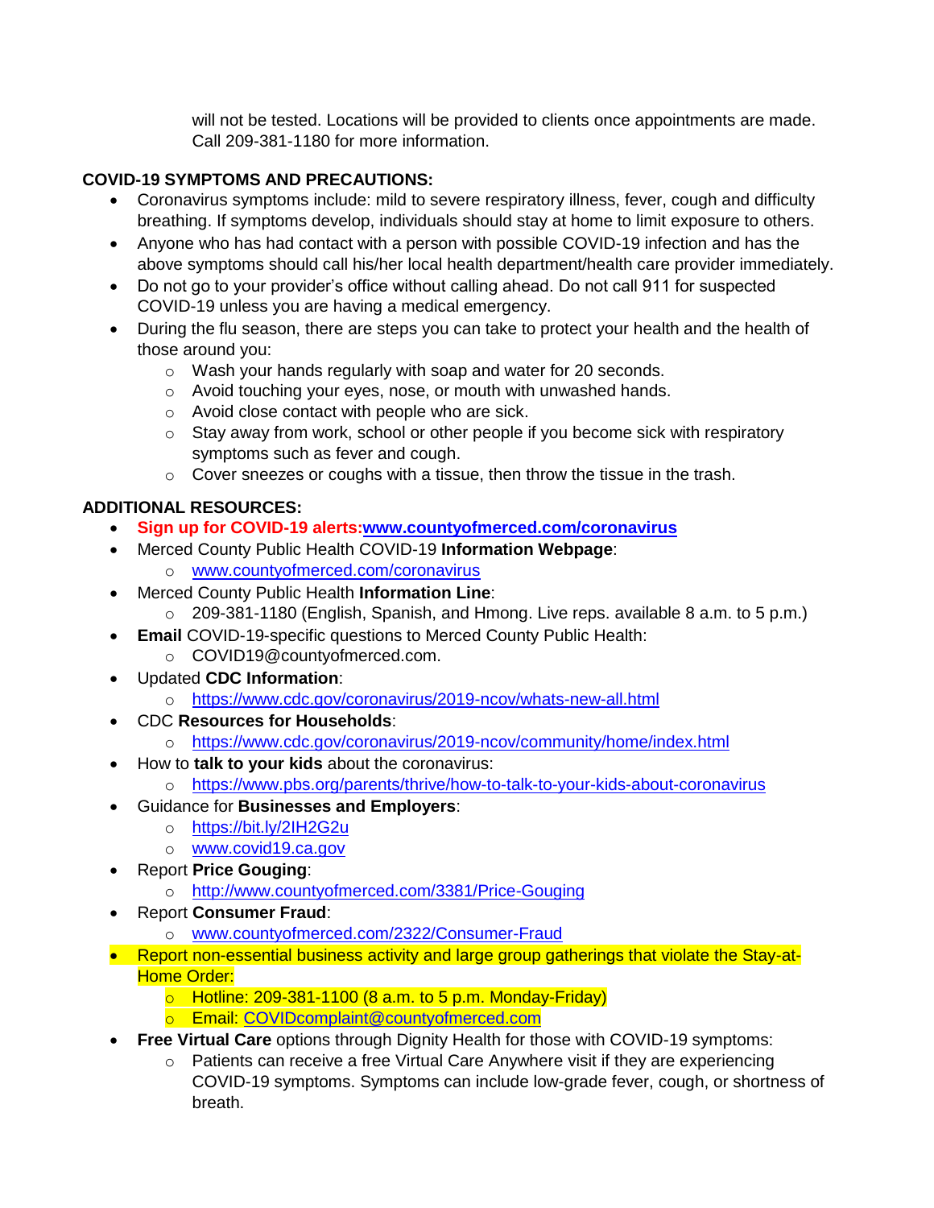will not be tested. Locations will be provided to clients once appointments are made. Call 209-381-1180 for more information.

**COVID-19 SYMPTOMS AND PRECAUTIONS:**

- Coronavirus symptoms include: mild to severe respiratory illness, fever, cough and difficulty breathing. If symptoms develop, individuals should stay at home to limit exposure to others.
- Anyone who has had contact with a person with possible COVID-19 infection and has the above symptoms should call his/her local health department/health care provider immediately.
- Do not go to your provider's office without calling ahead. Do not call 911 for suspected COVID-19 unless you are having a medical emergency.
- During the flu season, there are steps you can take to protect your health and the health of those around you:
  - Wash your hands regularly with soap and water for 20 seconds.
  - Avoid touching your eyes, nose, or mouth with unwashed hands.
  - Avoid close contact with people who are sick.
  - Stay away from work, school or other people if you become sick with respiratory symptoms such as fever and cough.
  - Cover sneezes or coughs with a tissue, then throw the tissue in the trash.

**ADDITIONAL RESOURCES:**

- **Sign up for COVID-19 alerts:[www.countyofmerced.com/coronavirus](www.countyofmerced.com/coronavirus)**
- Merced County Public Health COVID-19 **Information Webpage**:
  - [www.countyofmerced.com/coronavirus](www.countyofmerced.com/coronavirus)
- Merced County Public Health **Information Line**:
  - 209-381-1180 (English, Spanish, and Hmong. Live reps. available 8 a.m. to 5 p.m.)
- **Email** COVID-19-specific questions to Merced County Public Health:
  - COVID19@countyofmerced.com.
- Updated **CDC Information**:
  - [https://www.cdc.gov/coronavirus/2019-ncov/whats-new-all.html](https://www.cdc.gov/coronavirus/2019-ncov/whats-new-all.html)
- CDC **Resources for Households**:
  - [https://www.cdc.gov/coronavirus/2019-ncov/community/home/index.html](https://www.cdc.gov/coronavirus/2019-ncov/community/home/index.html)
- How to **talk to your kids** about the coronavirus:
  - [https://www.pbs.org/parents/thrive/how-to-talk-to-your-kids-about-coronavirus](https://www.pbs.org/parents/thrive/how-to-talk-to-your-kids-about-coronavirus)
- Guidance for **Businesses and Employers**:
  - [https://bit.ly/2IH2G2u](https://bit.ly/2IH2G2u)
  - [www.covid19.ca.gov](www.covid19.ca.gov)
- Report **Price Gouging**:
  - [http://www.countyofmerced.com/3381/Price-Gouging](http://www.countyofmerced.com/3381/Price-Gouging)
- Report **Consumer Fraud**:
  - [www.countyofmerced.com/2322/Consumer-Fraud](www.countyofmerced.com/2322/Consumer-Fraud)
- Report non-essential business activity and large group gatherings that violate the Stay-at-Home Order:
  - Hotline: 209-381-1100 (8 a.m. to 5 p.m. Monday-Friday)
  - Email: [COVIDcomplaint@countyofmerced.com](mailto:COVIDcomplaint@countyofmerced.com)
- **Free Virtual Care** options through Dignity Health for those with COVID-19 symptoms:
  - Patients can receive a free Virtual Care Anywhere visit if they are experiencing COVID-19 symptoms. Symptoms can include low-grade fever, cough, or shortness of breath.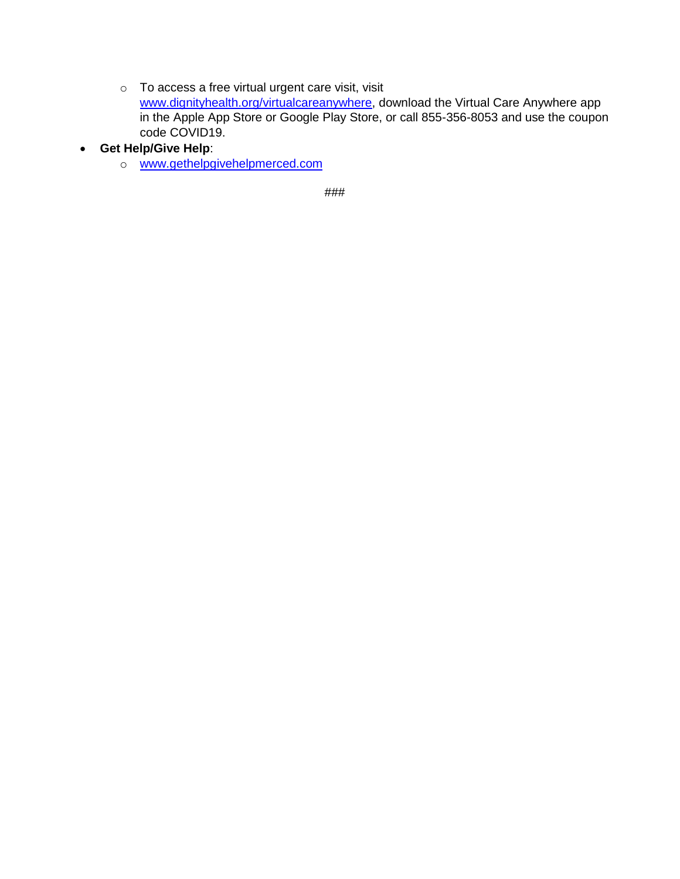- To access a free virtual urgent care visit, visit www.dignityhealth.org/virtualcareanywhere, download the Virtual Care Anywhere app in the Apple App Store or Google Play Store, or call 855-356-8053 and use the coupon code COVID19.
- **Get Help/Give Help**:
  - www.gethelpgivehelpmerced.com

###